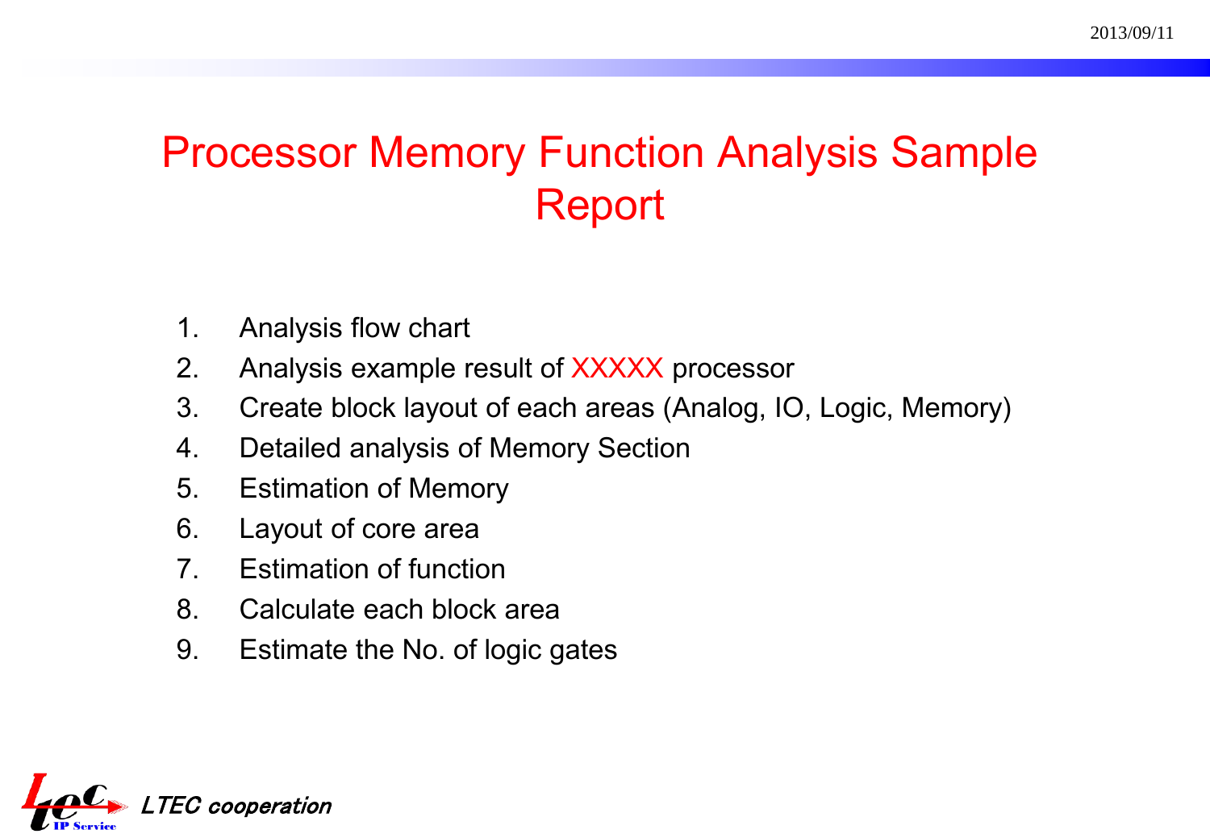2013/09/11

# Processor Memory Function Analysis Sample Report

1. Analysis flow chart
2. Analysis example result of XXXXX processor
3. Create block layout of each areas (Analog, IO, Logic, Memory)
4. Detailed analysis of Memory Section
5. Estimation of Memory
6. Layout of core area
7. Estimation of function
8. Calculate each block area
9. Estimate the No. of logic gates

*LTEC cooperation*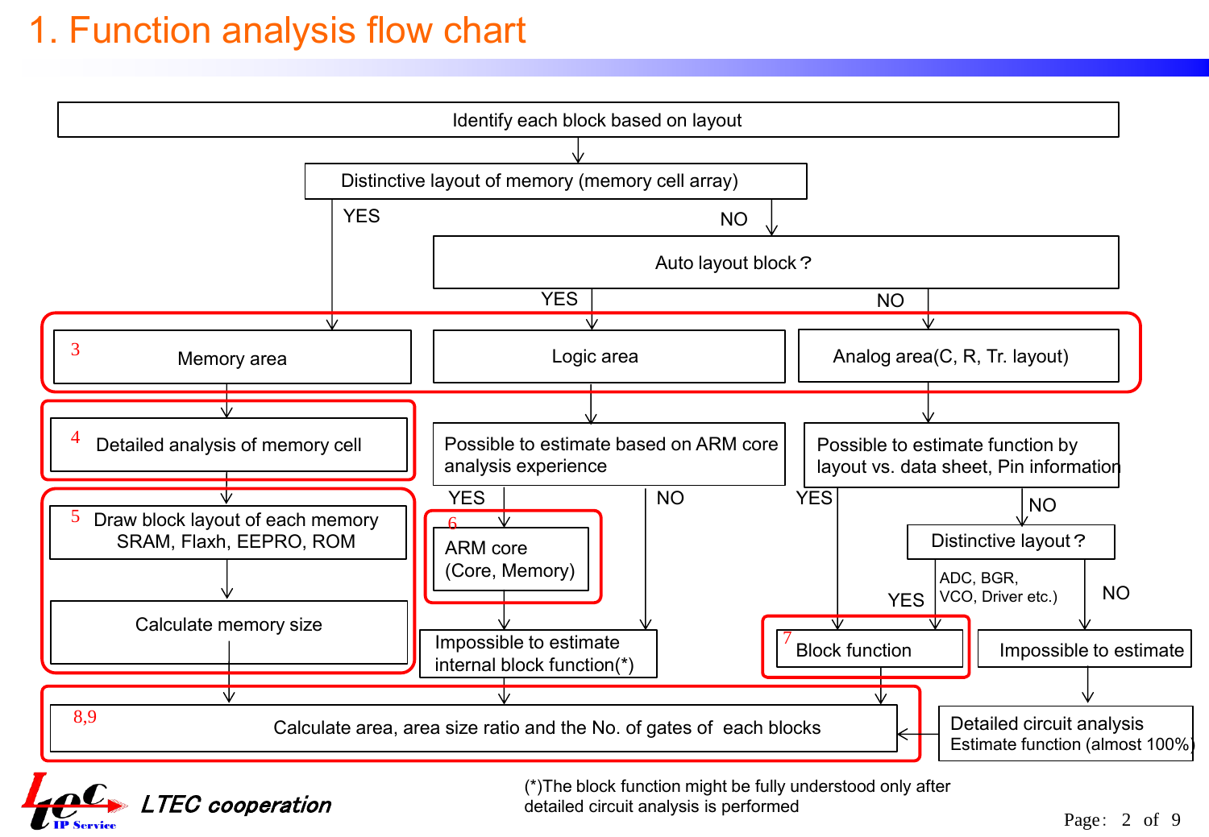# 1. Function analysis flow chart

- Identify each block based on layout
- Distinctive layout of memory (memory cell array)
  - YES → Memory area
  - NO → Auto layout block？
    - YES → Logic area
    - NO → Analog area(C, R, Tr. layout)

**3** Memory area → **4** Detailed analysis of memory cell → **5** Draw block layout of each memory SRAM, Flaxh, EEPRO, ROM → Calculate memory size → **8,9** Calculate area, area size ratio and the No. of gates of each blocks

Logic area → Possible to estimate based on ARM core analysis experience
- YES → **6** ARM core (Core, Memory) → Impossible to estimate internal block function(*)
- NO → Impossible to estimate internal block function(*)

Impossible to estimate internal block function(*) → **8,9** Calculate area, area size ratio and the No. of gates of each blocks

Analog area(C, R, Tr. layout) → Possible to estimate function by layout vs. data sheet, Pin information
- YES → **7** Block function
- NO → Distinctive layout？
  - YES (ADC, BGR, VCO, Driver etc.) → **7** Block function
  - NO → Impossible to estimate → Detailed circuit analysis Estimate function (almost 100%) → **8,9** Calculate area, area size ratio and the No. of gates of each blocks

**7** Block function → **8,9** Calculate area, area size ratio and the No. of gates of each blocks

(*)The block function might be fully understood only after detailed circuit analysis is performed

LTEC cooperation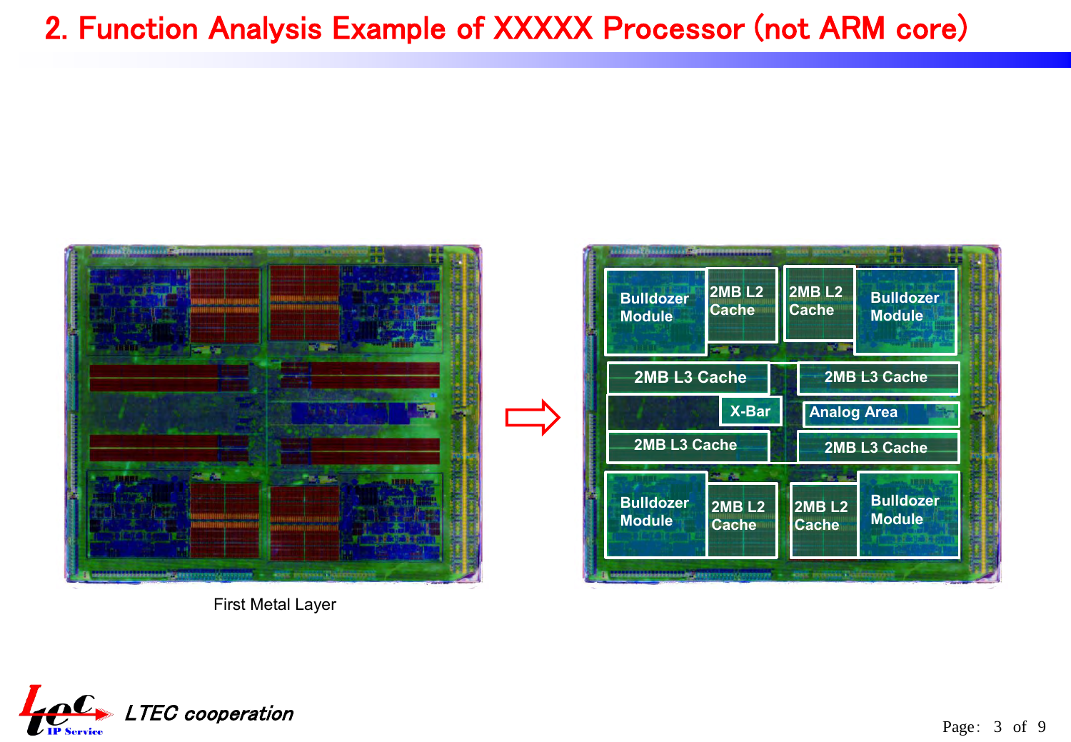# 2. Function Analysis Example of XXXXX Processor (not ARM core)

Bulldozer Module | 2MB L2 Cache | 2MB L2 Cache | Bulldozer Module

2MB L3 Cache | 2MB L3 Cache

X-Bar | Analog Area

2MB L3 Cache | 2MB L3 Cache

Bulldozer Module | 2MB L2 Cache | 2MB L2 Cache | Bulldozer Module

First Metal Layer

*LTEC cooperation*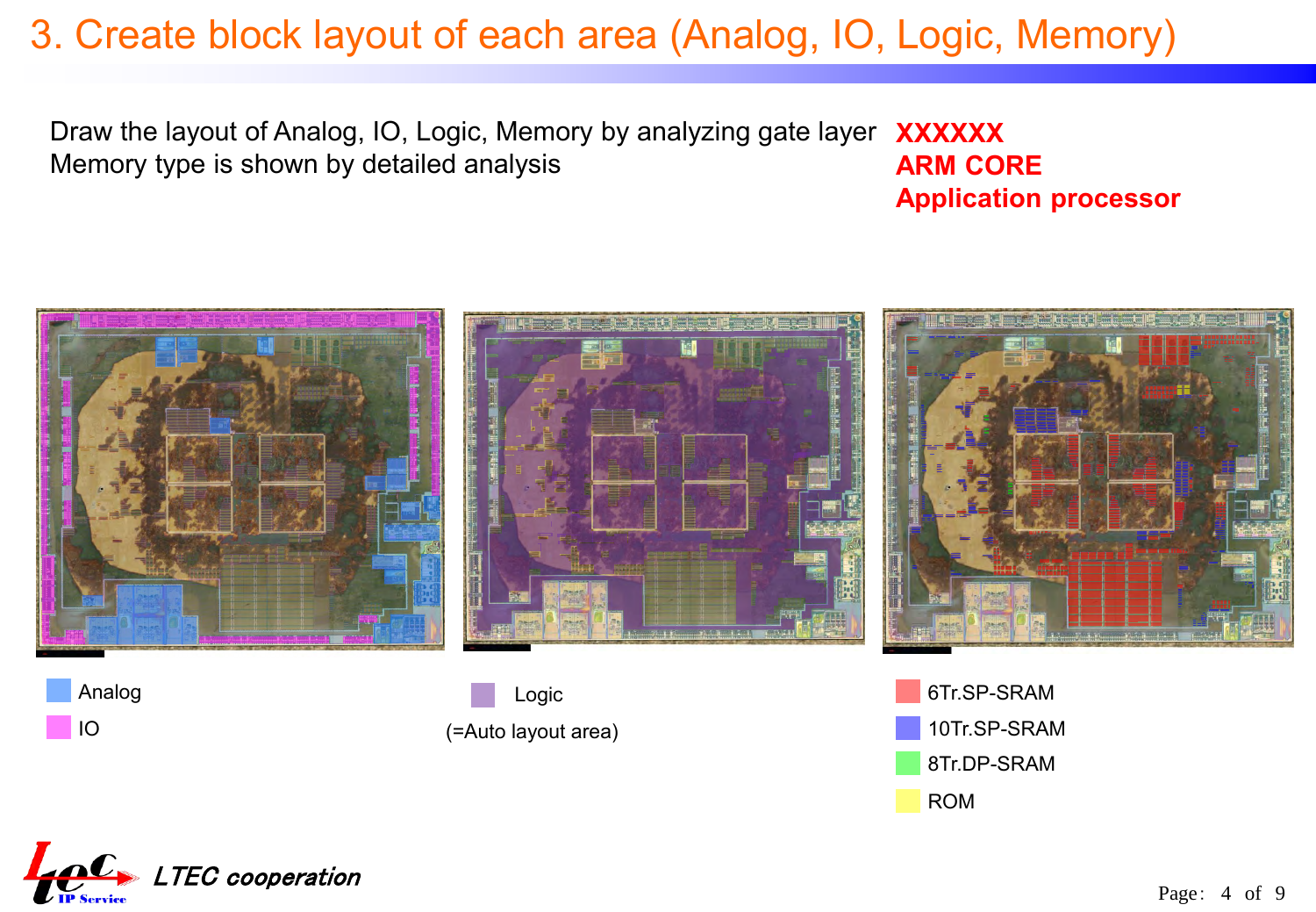# 3. Create block layout of each area (Analog, IO, Logic, Memory)

Draw the layout of Analog, IO, Logic, Memory by analyzing gate layer
Memory type is shown by detailed analysis

**XXXXXX**
**ARM CORE**
**Application processor**

- Analog
- IO

- Logic
  (=Auto layout area)

- 6Tr.SP-SRAM
- 10Tr.SP-SRAM
- 8Tr.DP-SRAM
- ROM

*LTEC cooperation*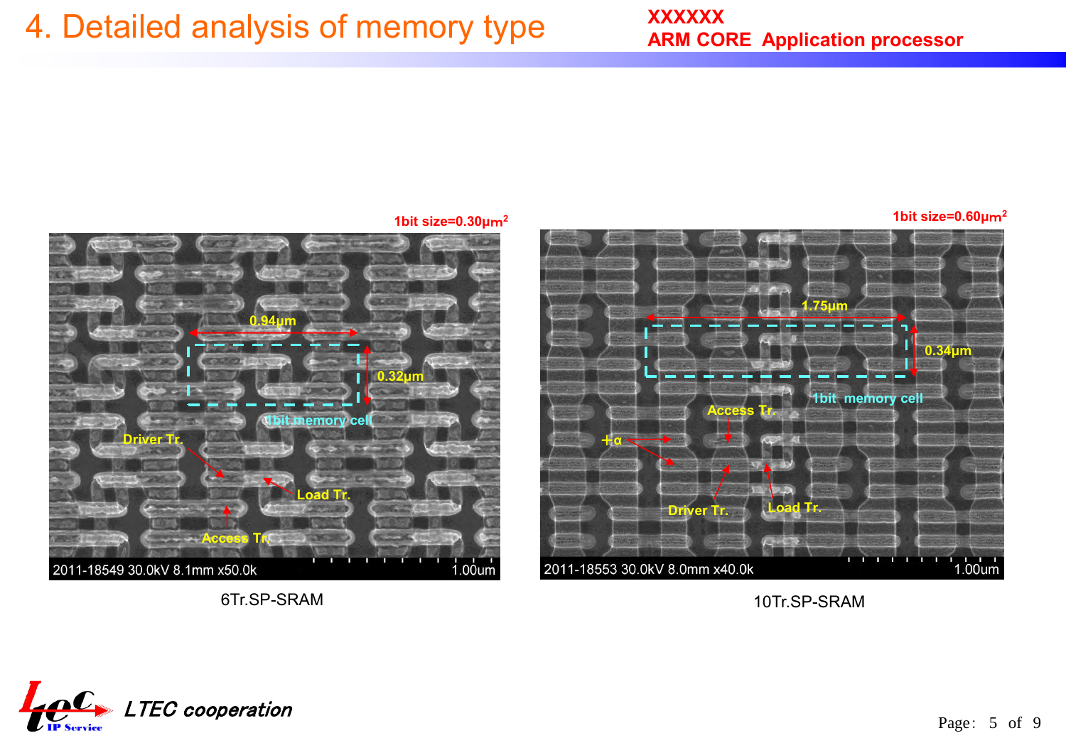# 4. Detailed analysis of memory type

**XXXXXX**
**ARM CORE Application processor**

1bit size=0.30μm²

0.94μm

0.32μm

1bit memory cell

Driver Tr.

Load Tr.

Access Tr.

2011-18549 30.0kV 8.1mm x50.0k 1.00um

6Tr.SP-SRAM

1bit size=0.60μm²

1.75μm

0.34μm

1bit memory cell

Access Tr.

+α

Driver Tr.

Load Tr.

2011-18553 30.0kV 8.0mm x40.0k 1.00um

10Tr.SP-SRAM

*LTEC cooperation*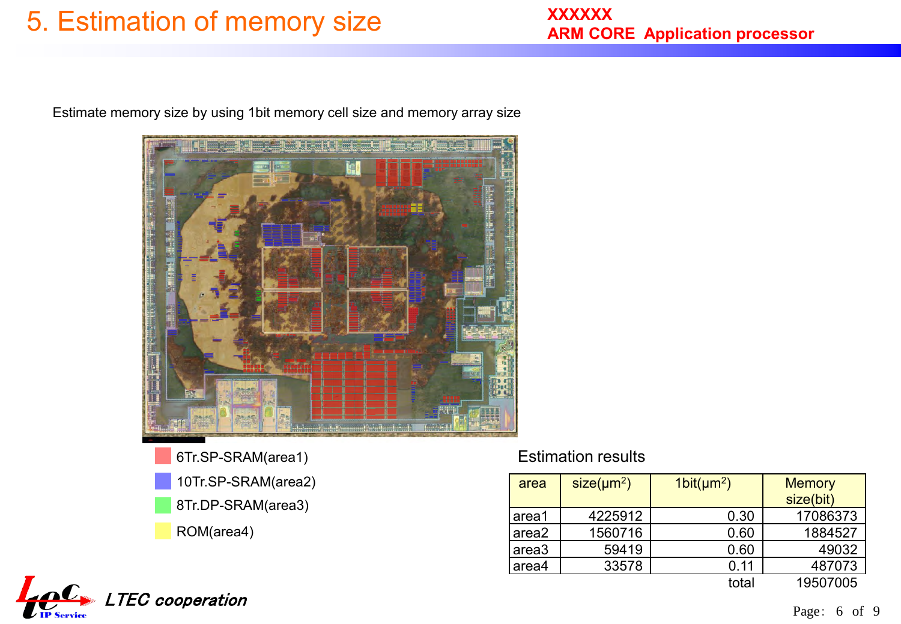# 5. Estimation of memory size

**XXXXXX**
**ARM CORE Application processor**

Estimate memory size by using 1bit memory cell size and memory array size

- 6Tr.SP-SRAM(area1)
- 10Tr.SP-SRAM(area2)
- 8Tr.DP-SRAM(area3)
- ROM(area4)

Estimation results

| area | size($\mu m^2$) | 1bit($\mu m^2$) | Memory size(bit) |
|---|---|---|---|
| area1 | 4225912 | 0.30 | 17086373 |
| area2 | 1560716 | 0.60 | 1884527 |
| area3 | 59419 | 0.60 | 49032 |
| area4 | 33578 | 0.11 | 487073 |
| | | total | 19507005 |

*LTEC cooperation*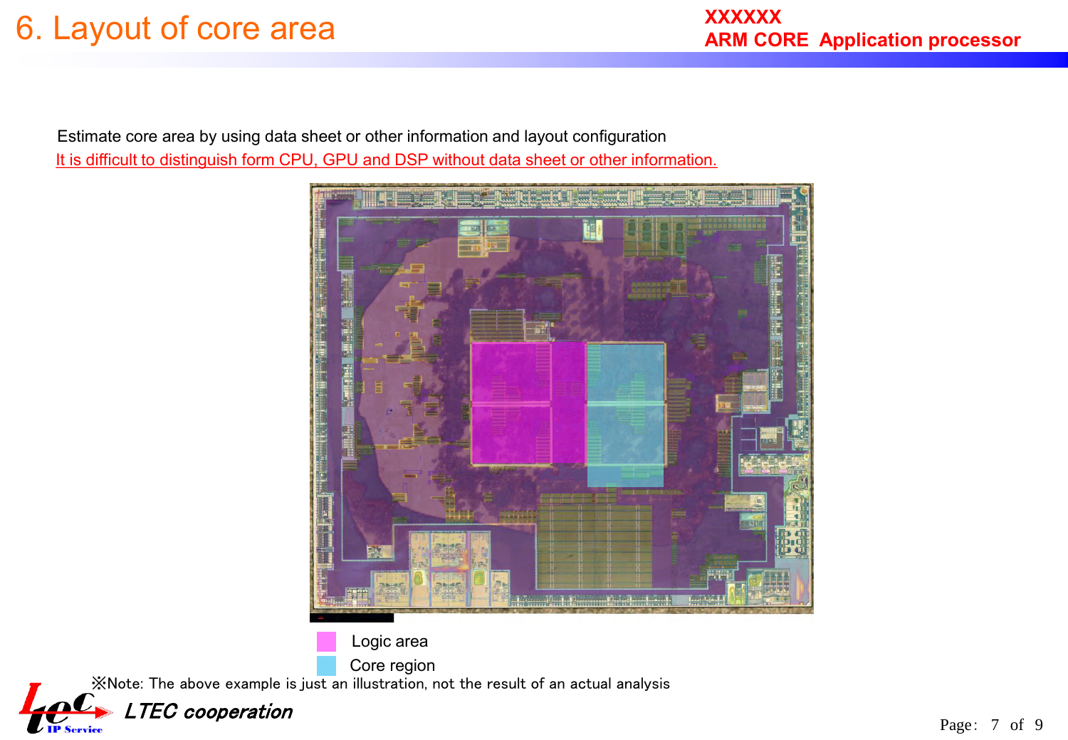# 6. Layout of core area

XXXXXX
ARM CORE Application processor

Estimate core area by using data sheet or other information and layout configuration

It is difficult to distinguish form CPU, GPU and DSP without data sheet or other information.

Logic area

Core region

※Note: The above example is just an illustration, not the result of an actual analysis

*LTEC cooperation*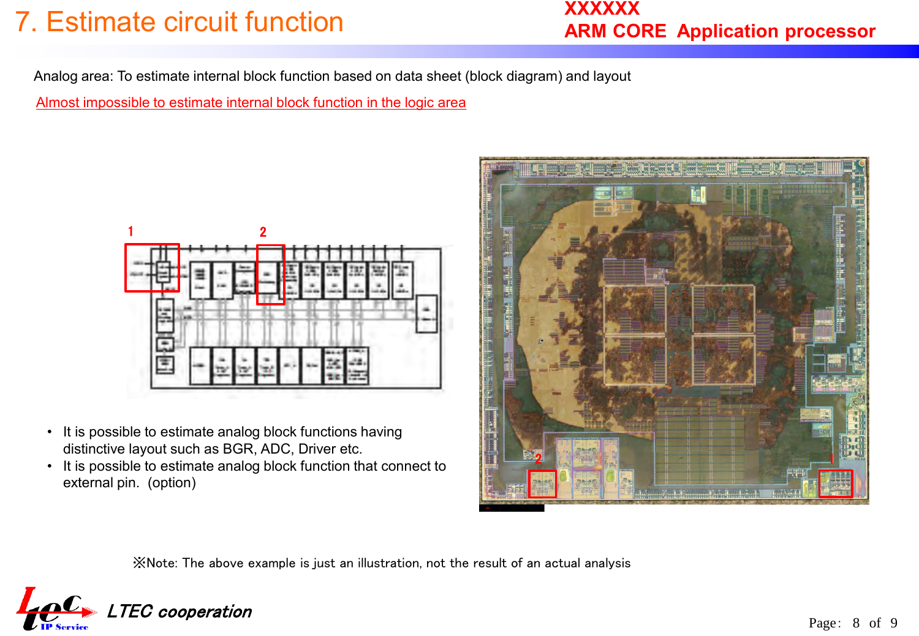# 7. Estimate circuit function

**XXXXXX**
**ARM CORE Application processor**

Analog area: To estimate internal block function based on data sheet (block diagram) and layout

Almost impossible to estimate internal block function in the logic area

- It is possible to estimate analog block functions having distinctive layout such as BGR, ADC, Driver etc.
- It is possible to estimate analog block function that connect to external pin. (option)

※Note: The above example is just an illustration, not the result of an actual analysis

*LTEC cooperation*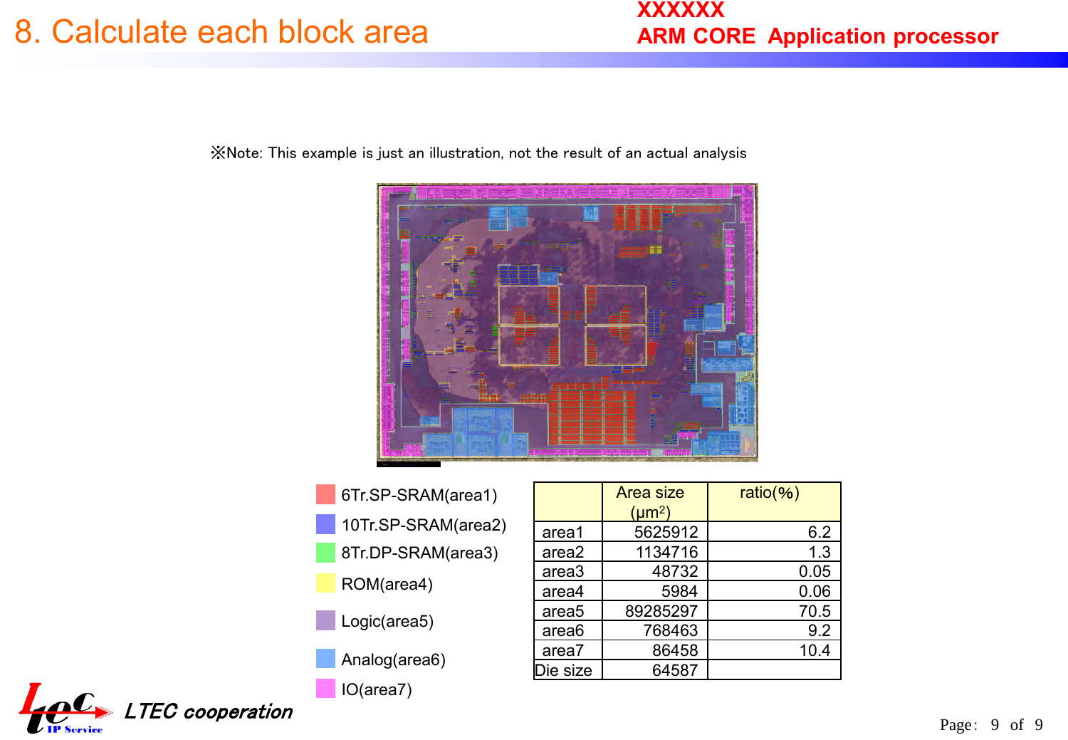# 8. Calculate each block area

**XXXXXX**
**ARM CORE Application processor**

※Note: This example is just an illustration, not the result of an actual analysis

- 6Tr.SP-SRAM(area1)
- 10Tr.SP-SRAM(area2)
- 8Tr.DP-SRAM(area3)
- ROM(area4)
- Logic(area5)
- Analog(area6)
- IO(area7)

| | Area size (μm²) | ratio(%) |
|---|---|---|
| area1 | 5625912 | 6.2 |
| area2 | 1134716 | 1.3 |
| area3 | 48732 | 0.05 |
| area4 | 5984 | 0.06 |
| area5 | 89285297 | 70.5 |
| area6 | 768463 | 9.2 |
| area7 | 86458 | 10.4 |
| Die size | 64587 | |

*LTEC cooperation*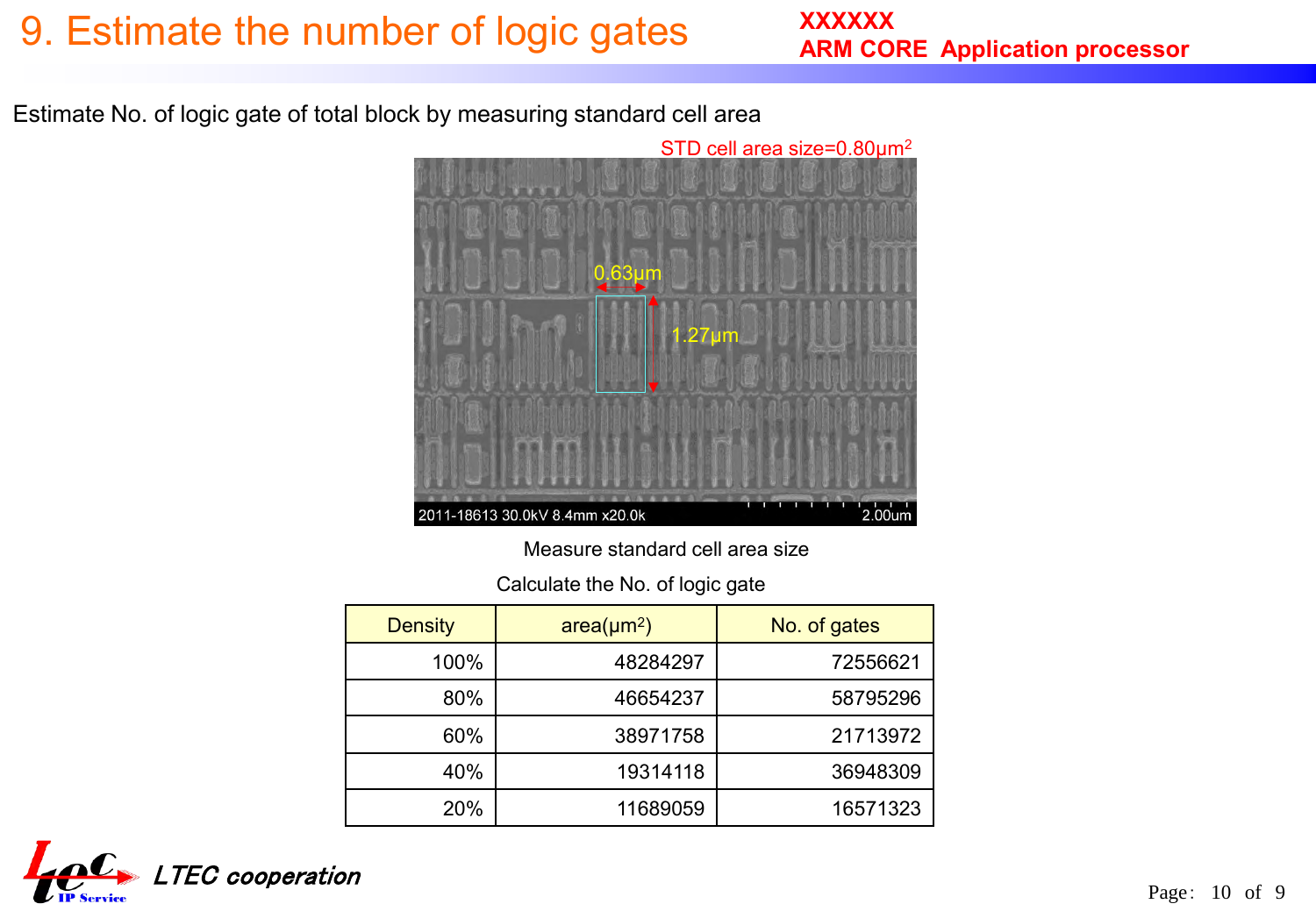# 9. Estimate the number of logic gates

**XXXXXX**
**ARM CORE Application processor**

Estimate No. of logic gate of total block by measuring standard cell area

STD cell area size=0.80μm²

0.63μm

1.27μm

2011-18613 30.0kV 8.4mm x20.0k 2.00um

Measure standard cell area size

Calculate the No. of logic gate

| Density | area(μm²) | No. of gates |
|---|---|---|
| 100% | 48284297 | 72556621 |
| 80% | 46654237 | 58795296 |
| 60% | 38971758 | 21713972 |
| 40% | 19314118 | 36948309 |
| 20% | 11689059 | 16571323 |

*LTEC cooperation*